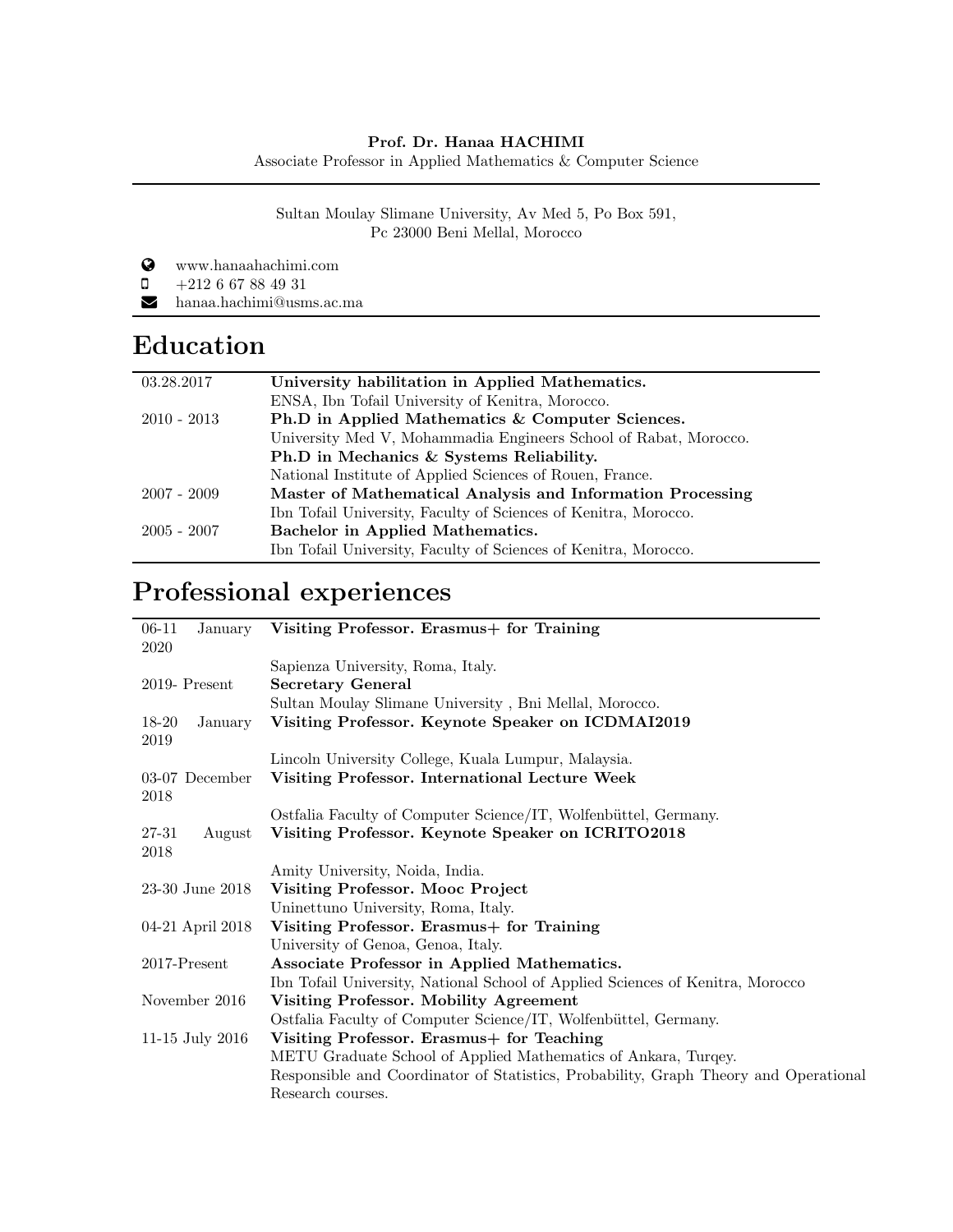**Prof. Dr. Hanaa HACHIMI**
Associate Professor in Applied Mathematics & Computer Science

Sultan Moulay Slimane University, Av Med 5, Po Box 591,
Pc 23000 Beni Mellal, Morocco

- www.hanaahachimi.com
- +212 6 67 88 49 31
- hanaa.hachimi@usms.ac.ma

# Education

| | |
|---|---|
| 03.28.2017 | **University habilitation in Applied Mathematics.**<br>ENSA, Ibn Tofail University of Kenitra, Morocco. |
| 2010 - 2013 | **Ph.D in Applied Mathematics & Computer Sciences.**<br>University Med V, Mohammadia Engineers School of Rabat, Morocco.<br>**Ph.D in Mechanics & Systems Reliability.**<br>National Institute of Applied Sciences of Rouen, France. |
| 2007 - 2009 | **Master of Mathematical Analysis and Information Processing**<br>Ibn Tofail University, Faculty of Sciences of Kenitra, Morocco. |
| 2005 - 2007 | **Bachelor in Applied Mathematics.**<br>Ibn Tofail University, Faculty of Sciences of Kenitra, Morocco. |

# Professional experiences

| | |
|---|---|
| 06-11 January 2020 | **Visiting Professor. Erasmus+ for Training**<br>Sapienza University, Roma, Italy. |
| 2019- Present | **Secretary General**<br>Sultan Moulay Slimane University , Bni Mellal, Morocco. |
| 18-20 January 2019 | **Visiting Professor. Keynote Speaker on ICDMAI2019**<br>Lincoln University College, Kuala Lumpur, Malaysia. |
| 03-07 December 2018 | **Visiting Professor. International Lecture Week**<br>Ostfalia Faculty of Computer Science/IT, Wolfenbüttel, Germany. |
| 27-31 August 2018 | **Visiting Professor. Keynote Speaker on ICRITO2018**<br>Amity University, Noida, India. |
| 23-30 June 2018 | **Visiting Professor. Mooc Project**<br>Uninettuno University, Roma, Italy. |
| 04-21 April 2018 | **Visiting Professor. Erasmus+ for Training**<br>University of Genoa, Genoa, Italy. |
| 2017-Present | **Associate Professor in Applied Mathematics.**<br>Ibn Tofail University, National School of Applied Sciences of Kenitra, Morocco |
| November 2016 | **Visiting Professor. Mobility Agreement**<br>Ostfalia Faculty of Computer Science/IT, Wolfenbüttel, Germany. |
| 11-15 July 2016 | **Visiting Professor. Erasmus+ for Teaching**<br>METU Graduate School of Applied Mathematics of Ankara, Turqey.<br>Responsible and Coordinator of Statistics, Probability, Graph Theory and Operational Research courses. |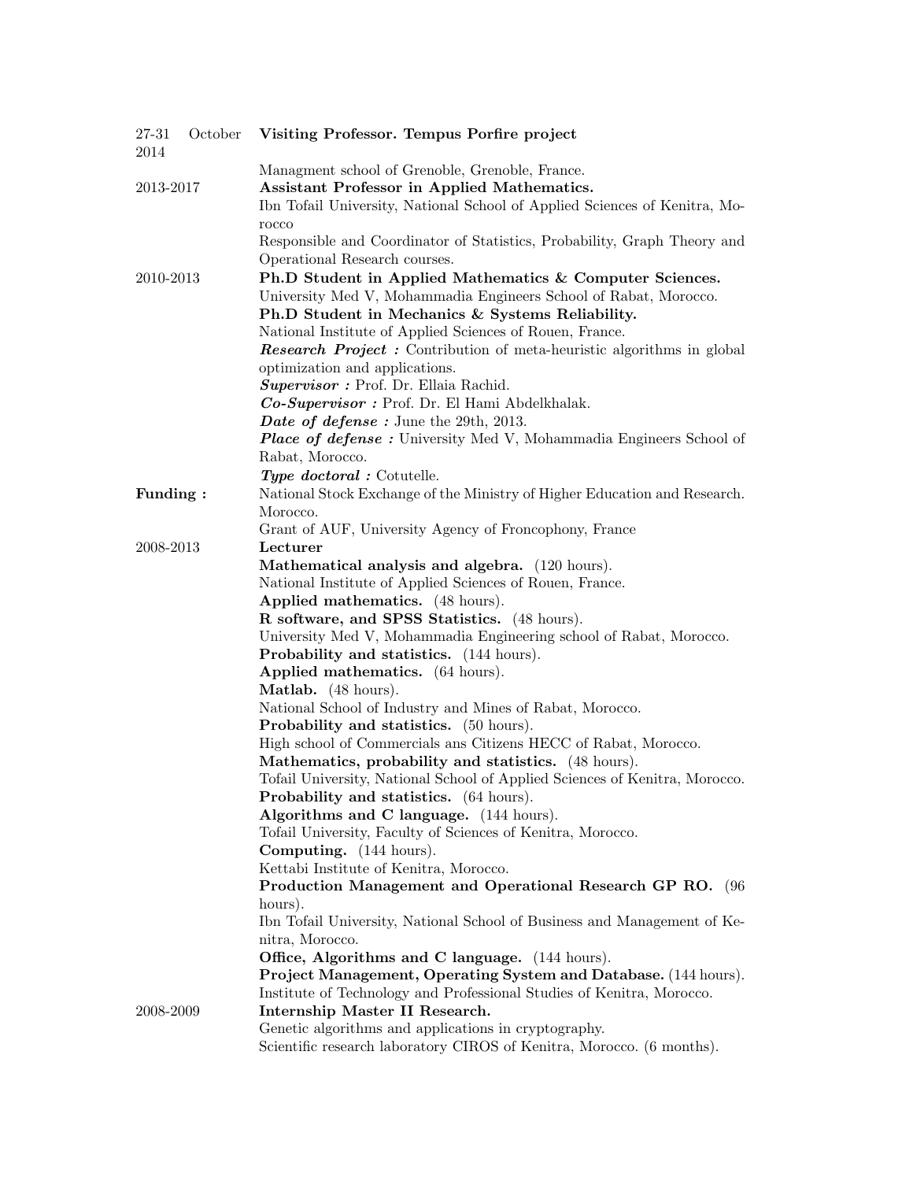27-31 October 2014 — **Visiting Professor. Tempus Porfire project**
Managment school of Grenoble, Grenoble, France.

2013-2017 — **Assistant Professor in Applied Mathematics.**
Ibn Tofail University, National School of Applied Sciences of Kenitra, Morocco
Responsible and Coordinator of Statistics, Probability, Graph Theory and Operational Research courses.

2010-2013 — **Ph.D Student in Applied Mathematics & Computer Sciences.**
University Med V, Mohammadia Engineers School of Rabat, Morocco.
**Ph.D Student in Mechanics & Systems Reliability.**
National Institute of Applied Sciences of Rouen, France.
***Research Project :*** Contribution of meta-heuristic algorithms in global optimization and applications.
***Supervisor :*** Prof. Dr. Ellaia Rachid.
***Co-Supervisor :*** Prof. Dr. El Hami Abdelkhalak.
***Date of defense :*** June the 29th, 2013.
***Place of defense :*** University Med V, Mohammadia Engineers School of Rabat, Morocco.
***Type doctoral :*** Cotutelle.

**Funding :** National Stock Exchange of the Ministry of Higher Education and Research. Morocco.
Grant of AUF, University Agency of Froncophony, France

2008-2013 — **Lecturer**
**Mathematical analysis and algebra.** (120 hours).
National Institute of Applied Sciences of Rouen, France.
**Applied mathematics.** (48 hours).
**R software, and SPSS Statistics.** (48 hours).
University Med V, Mohammadia Engineering school of Rabat, Morocco.
**Probability and statistics.** (144 hours).
**Applied mathematics.** (64 hours).
**Matlab.** (48 hours).
National School of Industry and Mines of Rabat, Morocco.
**Probability and statistics.** (50 hours).
High school of Commercials ans Citizens HECC of Rabat, Morocco.
**Mathematics, probability and statistics.** (48 hours).
Tofail University, National School of Applied Sciences of Kenitra, Morocco.
**Probability and statistics.** (64 hours).
**Algorithms and C language.** (144 hours).
Tofail University, Faculty of Sciences of Kenitra, Morocco.
**Computing.** (144 hours).
Kettabi Institute of Kenitra, Morocco.
**Production Management and Operational Research GP RO.** (96 hours).
Ibn Tofail University, National School of Business and Management of Kenitra, Morocco.
**Office, Algorithms and C language.** (144 hours).
**Project Management, Operating System and Database.** (144 hours).
Institute of Technology and Professional Studies of Kenitra, Morocco.

2008-2009 — **Internship Master II Research.**
Genetic algorithms and applications in cryptography.
Scientific research laboratory CIROS of Kenitra, Morocco. (6 months).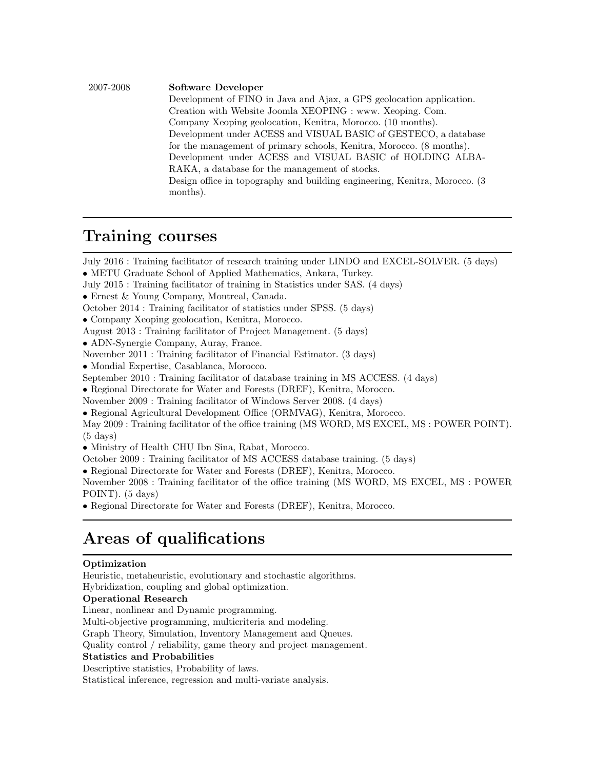2007-2008 **Software Developer**
Development of FINO in Java and Ajax, a GPS geolocation application.
Creation with Website Joomla XEOPING : www. Xeoping. Com.
Company Xeoping geolocation, Kenitra, Morocco. (10 months).
Development under ACESS and VISUAL BASIC of GESTECO, a database for the management of primary schools, Kenitra, Morocco. (8 months).
Development under ACESS and VISUAL BASIC of HOLDING ALBA-RAKA, a database for the management of stocks.
Design office in topography and building engineering, Kenitra, Morocco. (3 months).

## Training courses

July 2016 : Training facilitator of research training under LINDO and EXCEL-SOLVER. (5 days)
• METU Graduate School of Applied Mathematics, Ankara, Turkey.
July 2015 : Training facilitator of training in Statistics under SAS. (4 days)
• Ernest & Young Company, Montreal, Canada.
October 2014 : Training facilitator of statistics under SPSS. (5 days)
• Company Xeoping geolocation, Kenitra, Morocco.
August 2013 : Training facilitator of Project Management. (5 days)
• ADN-Synergie Company, Auray, France.
November 2011 : Training facilitator of Financial Estimator. (3 days)
• Mondial Expertise, Casablanca, Morocco.
September 2010 : Training facilitator of database training in MS ACCESS. (4 days)
• Regional Directorate for Water and Forests (DREF), Kenitra, Morocco.
November 2009 : Training facilitator of Windows Server 2008. (4 days)
• Regional Agricultural Development Office (ORMVAG), Kenitra, Morocco.
May 2009 : Training facilitator of the office training (MS WORD, MS EXCEL, MS : POWER POINT). (5 days)
• Ministry of Health CHU Ibn Sina, Rabat, Morocco.
October 2009 : Training facilitator of MS ACCESS database training. (5 days)
• Regional Directorate for Water and Forests (DREF), Kenitra, Morocco.
November 2008 : Training facilitator of the office training (MS WORD, MS EXCEL, MS : POWER POINT). (5 days)
• Regional Directorate for Water and Forests (DREF), Kenitra, Morocco.

## Areas of qualifications

**Optimization**
Heuristic, metaheuristic, evolutionary and stochastic algorithms.
Hybridization, coupling and global optimization.
**Operational Research**
Linear, nonlinear and Dynamic programming.
Multi-objective programming, multicriteria and modeling.
Graph Theory, Simulation, Inventory Management and Queues.
Quality control / reliability, game theory and project management.
**Statistics and Probabilities**
Descriptive statistics, Probability of laws.
Statistical inference, regression and multi-variate analysis.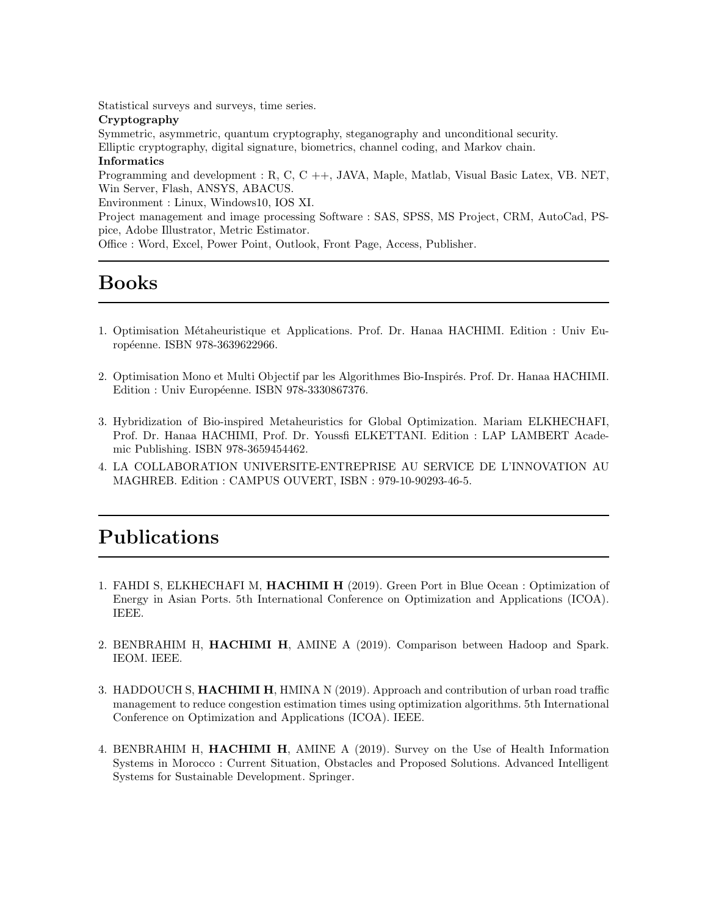Statistical surveys and surveys, time series.

**Cryptography**

Symmetric, asymmetric, quantum cryptography, steganography and unconditional security.
Elliptic cryptography, digital signature, biometrics, channel coding, and Markov chain.

**Informatics**

Programming and development : R, C, C ++, JAVA, Maple, Matlab, Visual Basic Latex, VB. NET, Win Server, Flash, ANSYS, ABACUS.
Environment : Linux, Windows10, IOS XI.
Project management and image processing Software : SAS, SPSS, MS Project, CRM, AutoCad, PSpice, Adobe Illustrator, Metric Estimator.
Office : Word, Excel, Power Point, Outlook, Front Page, Access, Publisher.

# Books

1. Optimisation Métaheuristique et Applications. Prof. Dr. Hanaa HACHIMI. Edition : Univ Européenne. ISBN 978-3639622966.

2. Optimisation Mono et Multi Objectif par les Algorithmes Bio-Inspirés. Prof. Dr. Hanaa HACHIMI. Edition : Univ Européenne. ISBN 978-3330867376.

3. Hybridization of Bio-inspired Metaheuristics for Global Optimization. Mariam ELKHECHAFI, Prof. Dr. Hanaa HACHIMI, Prof. Dr. Youssfi ELKETTANI. Edition : LAP LAMBERT Academic Publishing. ISBN 978-3659454462.

4. LA COLLABORATION UNIVERSITE-ENTREPRISE AU SERVICE DE L'INNOVATION AU MAGHREB. Edition : CAMPUS OUVERT, ISBN : 979-10-90293-46-5.

# Publications

1. FAHDI S, ELKHECHAFI M, **HACHIMI H** (2019). Green Port in Blue Ocean : Optimization of Energy in Asian Ports. 5th International Conference on Optimization and Applications (ICOA). IEEE.

2. BENBRAHIM H, **HACHIMI H**, AMINE A (2019). Comparison between Hadoop and Spark. IEOM. IEEE.

3. HADDOUCH S, **HACHIMI H**, HMINA N (2019). Approach and contribution of urban road traffic management to reduce congestion estimation times using optimization algorithms. 5th International Conference on Optimization and Applications (ICOA). IEEE.

4. BENBRAHIM H, **HACHIMI H**, AMINE A (2019). Survey on the Use of Health Information Systems in Morocco : Current Situation, Obstacles and Proposed Solutions. Advanced Intelligent Systems for Sustainable Development. Springer.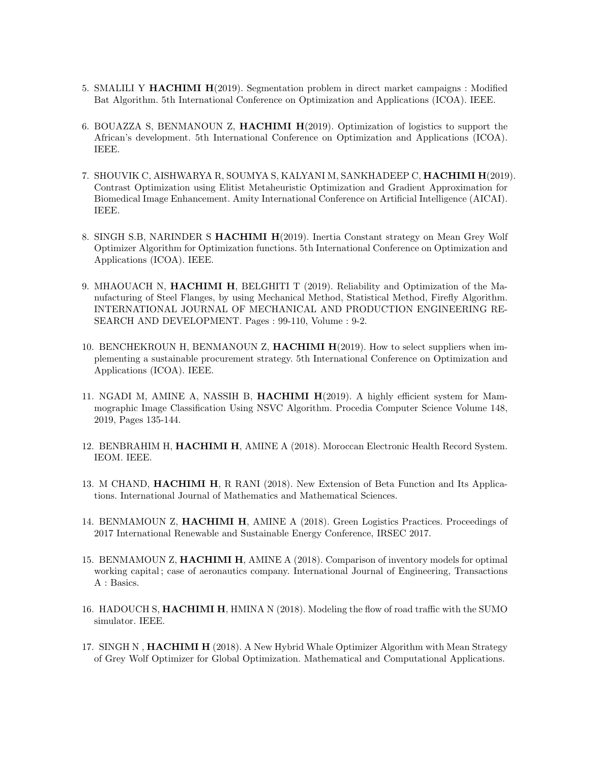5. SMALILI Y **HACHIMI H**(2019). Segmentation problem in direct market campaigns : Modified Bat Algorithm. 5th International Conference on Optimization and Applications (ICOA). IEEE.

6. BOUAZZA S, BENMANOUN Z, **HACHIMI H**(2019). Optimization of logistics to support the African's development. 5th International Conference on Optimization and Applications (ICOA). IEEE.

7. SHOUVIK C, AISHWARYA R, SOUMYA S, KALYANI M, SANKHADEEP C, **HACHIMI H**(2019). Contrast Optimization using Elitist Metaheuristic Optimization and Gradient Approximation for Biomedical Image Enhancement. Amity International Conference on Artificial Intelligence (AICAI). IEEE.

8. SINGH S.B, NARINDER S **HACHIMI H**(2019). Inertia Constant strategy on Mean Grey Wolf Optimizer Algorithm for Optimization functions. 5th International Conference on Optimization and Applications (ICOA). IEEE.

9. MHAOUACH N, **HACHIMI H**, BELGHITI T (2019). Reliability and Optimization of the Manufacturing of Steel Flanges, by using Mechanical Method, Statistical Method, Firefly Algorithm. INTERNATIONAL JOURNAL OF MECHANICAL AND PRODUCTION ENGINEERING RESEARCH AND DEVELOPMENT. Pages : 99-110, Volume : 9-2.

10. BENCHEKROUN H, BENMANOUN Z, **HACHIMI H**(2019). How to select suppliers when implementing a sustainable procurement strategy. 5th International Conference on Optimization and Applications (ICOA). IEEE.

11. NGADI M, AMINE A, NASSIH B, **HACHIMI H**(2019). A highly efficient system for Mammographic Image Classification Using NSVC Algorithm. Procedia Computer Science Volume 148, 2019, Pages 135-144.

12. BENBRAHIM H, **HACHIMI H**, AMINE A (2018). Moroccan Electronic Health Record System. IEOM. IEEE.

13. M CHAND, **HACHIMI H**, R RANI (2018). New Extension of Beta Function and Its Applications. International Journal of Mathematics and Mathematical Sciences.

14. BENMAMOUN Z, **HACHIMI H**, AMINE A (2018). Green Logistics Practices. Proceedings of 2017 International Renewable and Sustainable Energy Conference, IRSEC 2017.

15. BENMAMOUN Z, **HACHIMI H**, AMINE A (2018). Comparison of inventory models for optimal working capital ; case of aeronautics company. International Journal of Engineering, Transactions A : Basics.

16. HADOUCH S, **HACHIMI H**, HMINA N (2018). Modeling the flow of road traffic with the SUMO simulator. IEEE.

17. SINGH N , **HACHIMI H** (2018). A New Hybrid Whale Optimizer Algorithm with Mean Strategy of Grey Wolf Optimizer for Global Optimization. Mathematical and Computational Applications.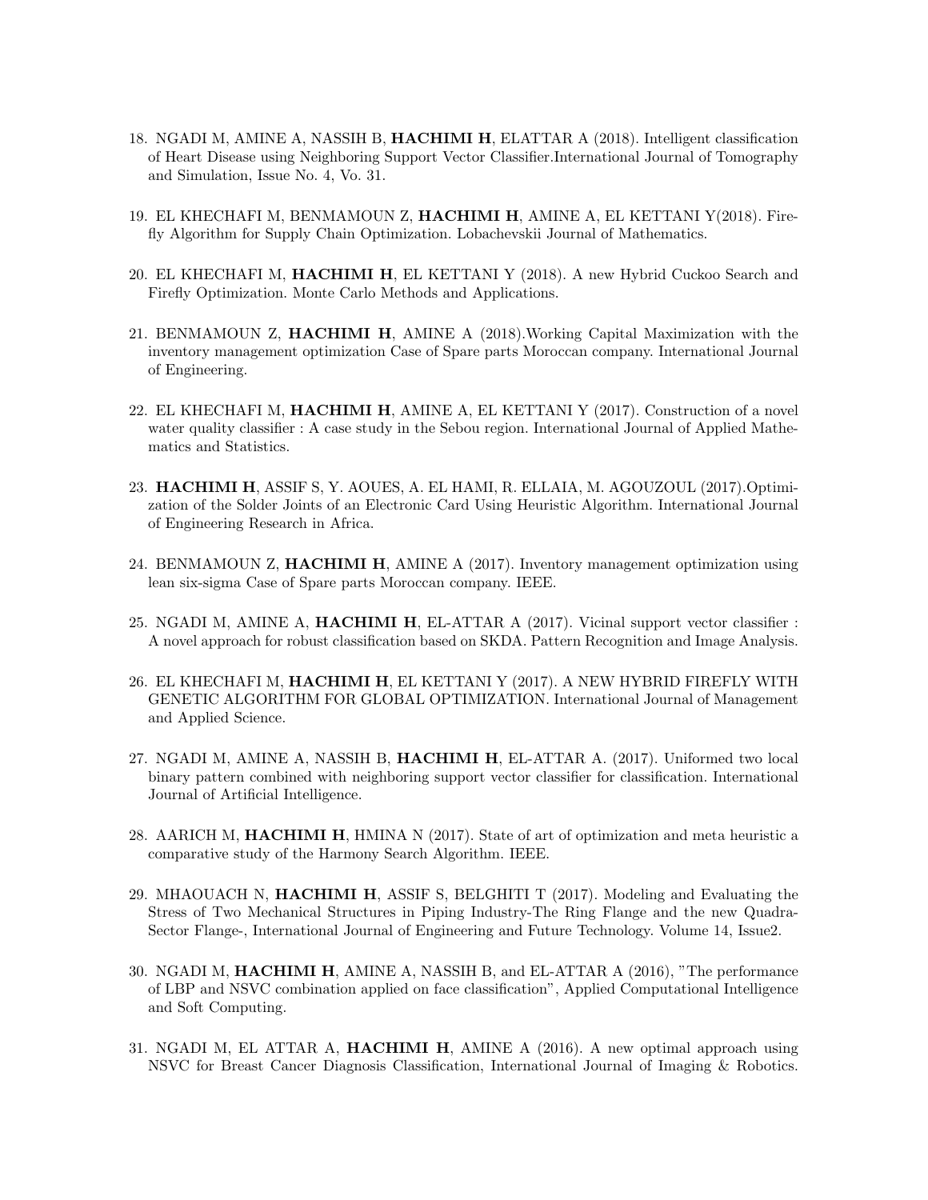18. NGADI M, AMINE A, NASSIH B, **HACHIMI H**, ELATTAR A (2018). Intelligent classification of Heart Disease using Neighboring Support Vector Classifier.International Journal of Tomography and Simulation, Issue No. 4, Vo. 31.

19. EL KHECHAFI M, BENMAMOUN Z, **HACHIMI H**, AMINE A, EL KETTANI Y(2018). Firefly Algorithm for Supply Chain Optimization. Lobachevskii Journal of Mathematics.

20. EL KHECHAFI M, **HACHIMI H**, EL KETTANI Y (2018). A new Hybrid Cuckoo Search and Firefly Optimization. Monte Carlo Methods and Applications.

21. BENMAMOUN Z, **HACHIMI H**, AMINE A (2018).Working Capital Maximization with the inventory management optimization Case of Spare parts Moroccan company. International Journal of Engineering.

22. EL KHECHAFI M, **HACHIMI H**, AMINE A, EL KETTANI Y (2017). Construction of a novel water quality classifier : A case study in the Sebou region. International Journal of Applied Mathematics and Statistics.

23. **HACHIMI H**, ASSIF S, Y. AOUES, A. EL HAMI, R. ELLAIA, M. AGOUZOUL (2017).Optimization of the Solder Joints of an Electronic Card Using Heuristic Algorithm. International Journal of Engineering Research in Africa.

24. BENMAMOUN Z, **HACHIMI H**, AMINE A (2017). Inventory management optimization using lean six-sigma Case of Spare parts Moroccan company. IEEE.

25. NGADI M, AMINE A, **HACHIMI H**, EL-ATTAR A (2017). Vicinal support vector classifier : A novel approach for robust classification based on SKDA. Pattern Recognition and Image Analysis.

26. EL KHECHAFI M, **HACHIMI H**, EL KETTANI Y (2017). A NEW HYBRID FIREFLY WITH GENETIC ALGORITHM FOR GLOBAL OPTIMIZATION. International Journal of Management and Applied Science.

27. NGADI M, AMINE A, NASSIH B, **HACHIMI H**, EL-ATTAR A. (2017). Uniformed two local binary pattern combined with neighboring support vector classifier for classification. International Journal of Artificial Intelligence.

28. AARICH M, **HACHIMI H**, HMINA N (2017). State of art of optimization and meta heuristic a comparative study of the Harmony Search Algorithm. IEEE.

29. MHAOUACH N, **HACHIMI H**, ASSIF S, BELGHITI T (2017). Modeling and Evaluating the Stress of Two Mechanical Structures in Piping Industry-The Ring Flange and the new Quadra-Sector Flange-, International Journal of Engineering and Future Technology. Volume 14, Issue2.

30. NGADI M, **HACHIMI H**, AMINE A, NASSIH B, and EL-ATTAR A (2016), "The performance of LBP and NSVC combination applied on face classification", Applied Computational Intelligence and Soft Computing.

31. NGADI M, EL ATTAR A, **HACHIMI H**, AMINE A (2016). A new optimal approach using NSVC for Breast Cancer Diagnosis Classification, International Journal of Imaging & Robotics.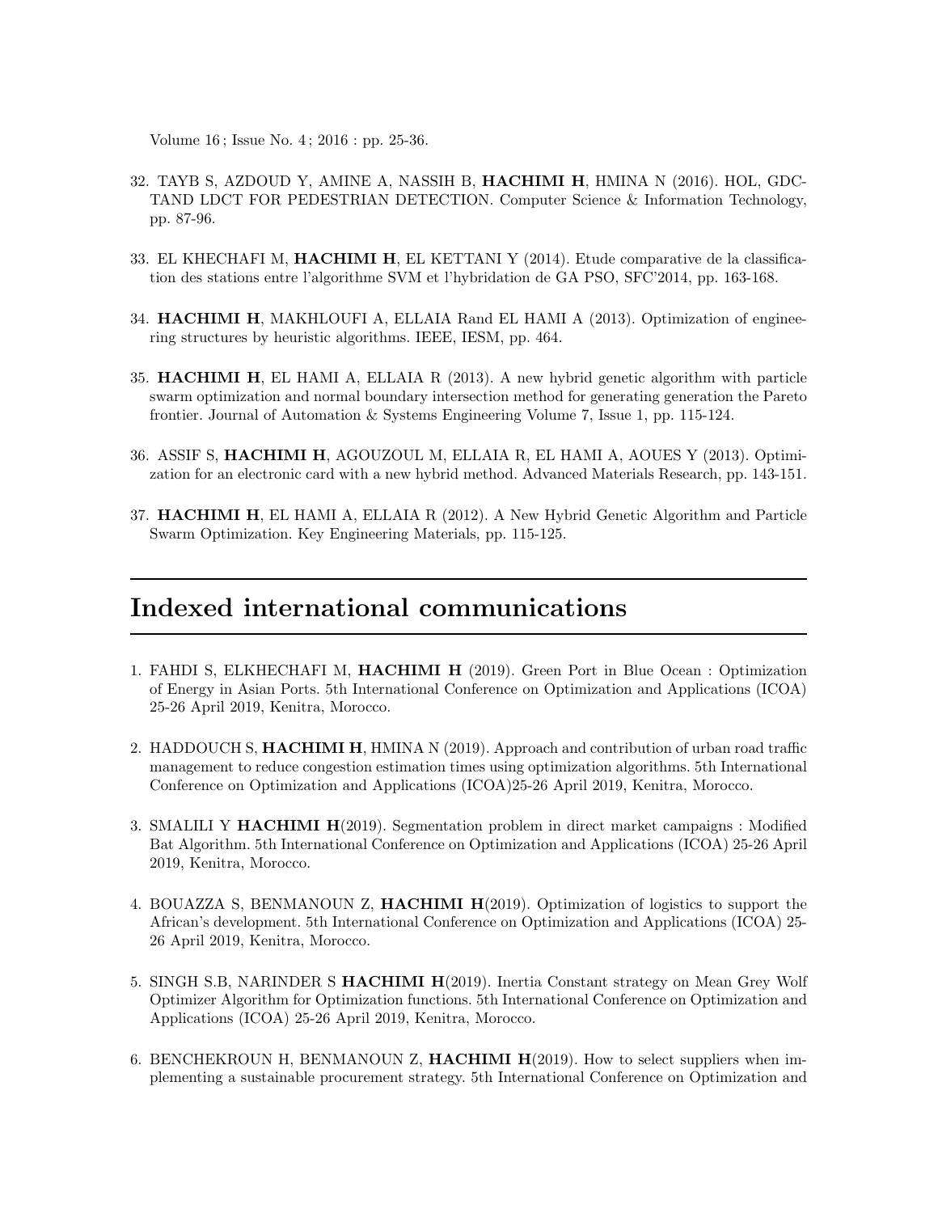Volume 16 ; Issue No. 4 ; 2016 : pp. 25-36.

32. TAYB S, AZDOUD Y, AMINE A, NASSIH B, **HACHIMI H**, HMINA N (2016). HOL, GDCTAND LDCT FOR PEDESTRIAN DETECTION. Computer Science & Information Technology, pp. 87-96.

33. EL KHECHAFI M, **HACHIMI H**, EL KETTANI Y (2014). Etude comparative de la classification des stations entre l'algorithme SVM et l'hybridation de GA PSO, SFC'2014, pp. 163-168.

34. **HACHIMI H**, MAKHLOUFI A, ELLAIA Rand EL HAMI A (2013). Optimization of engineering structures by heuristic algorithms. IEEE, IESM, pp. 464.

35. **HACHIMI H**, EL HAMI A, ELLAIA R (2013). A new hybrid genetic algorithm with particle swarm optimization and normal boundary intersection method for generating generation the Pareto frontier. Journal of Automation & Systems Engineering Volume 7, Issue 1, pp. 115-124.

36. ASSIF S, **HACHIMI H**, AGOUZOUL M, ELLAIA R, EL HAMI A, AOUES Y (2013). Optimization for an electronic card with a new hybrid method. Advanced Materials Research, pp. 143-151.

37. **HACHIMI H**, EL HAMI A, ELLAIA R (2012). A New Hybrid Genetic Algorithm and Particle Swarm Optimization. Key Engineering Materials, pp. 115-125.

# Indexed international communications

1. FAHDI S, ELKHECHAFI M, **HACHIMI H** (2019). Green Port in Blue Ocean : Optimization of Energy in Asian Ports. 5th International Conference on Optimization and Applications (ICOA) 25-26 April 2019, Kenitra, Morocco.

2. HADDOUCH S, **HACHIMI H**, HMINA N (2019). Approach and contribution of urban road traffic management to reduce congestion estimation times using optimization algorithms. 5th International Conference on Optimization and Applications (ICOA)25-26 April 2019, Kenitra, Morocco.

3. SMALILI Y **HACHIMI H**(2019). Segmentation problem in direct market campaigns : Modified Bat Algorithm. 5th International Conference on Optimization and Applications (ICOA) 25-26 April 2019, Kenitra, Morocco.

4. BOUAZZA S, BENMANOUN Z, **HACHIMI H**(2019). Optimization of logistics to support the African's development. 5th International Conference on Optimization and Applications (ICOA) 25-26 April 2019, Kenitra, Morocco.

5. SINGH S.B, NARINDER S **HACHIMI H**(2019). Inertia Constant strategy on Mean Grey Wolf Optimizer Algorithm for Optimization functions. 5th International Conference on Optimization and Applications (ICOA) 25-26 April 2019, Kenitra, Morocco.

6. BENCHEKROUN H, BENMANOUN Z, **HACHIMI H**(2019). How to select suppliers when implementing a sustainable procurement strategy. 5th International Conference on Optimization and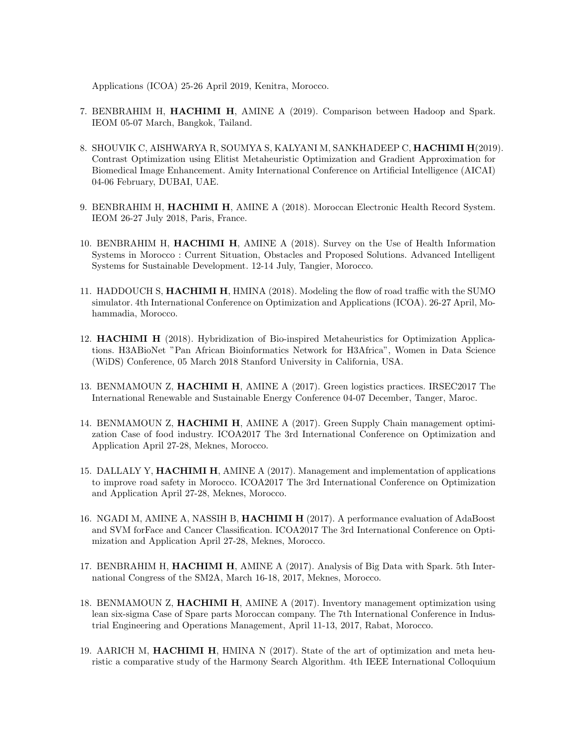Applications (ICOA) 25-26 April 2019, Kenitra, Morocco.

7. BENBRAHIM H, **HACHIMI H**, AMINE A (2019). Comparison between Hadoop and Spark. IEOM 05-07 March, Bangkok, Tailand.

8. SHOUVIK C, AISHWARYA R, SOUMYA S, KALYANI M, SANKHADEEP C, **HACHIMI H**(2019). Contrast Optimization using Elitist Metaheuristic Optimization and Gradient Approximation for Biomedical Image Enhancement. Amity International Conference on Artificial Intelligence (AICAI) 04-06 February, DUBAI, UAE.

9. BENBRAHIM H, **HACHIMI H**, AMINE A (2018). Moroccan Electronic Health Record System. IEOM 26-27 July 2018, Paris, France.

10. BENBRAHIM H, **HACHIMI H**, AMINE A (2018). Survey on the Use of Health Information Systems in Morocco : Current Situation, Obstacles and Proposed Solutions. Advanced Intelligent Systems for Sustainable Development. 12-14 July, Tangier, Morocco.

11. HADDOUCH S, **HACHIMI H**, HMINA (2018). Modeling the flow of road traffic with the SUMO simulator. 4th International Conference on Optimization and Applications (ICOA). 26-27 April, Mohammadia, Morocco.

12. **HACHIMI H** (2018). Hybridization of Bio-inspired Metaheuristics for Optimization Applications. H3ABioNet "Pan African Bioinformatics Network for H3Africa", Women in Data Science (WiDS) Conference, 05 March 2018 Stanford University in California, USA.

13. BENMAMOUN Z, **HACHIMI H**, AMINE A (2017). Green logistics practices. IRSEC2017 The International Renewable and Sustainable Energy Conference 04-07 December, Tanger, Maroc.

14. BENMAMOUN Z, **HACHIMI H**, AMINE A (2017). Green Supply Chain management optimization Case of food industry. ICOA2017 The 3rd International Conference on Optimization and Application April 27-28, Meknes, Morocco.

15. DALLALY Y, **HACHIMI H**, AMINE A (2017). Management and implementation of applications to improve road safety in Morocco. ICOA2017 The 3rd International Conference on Optimization and Application April 27-28, Meknes, Morocco.

16. NGADI M, AMINE A, NASSIH B, **HACHIMI H** (2017). A performance evaluation of AdaBoost and SVM forFace and Cancer Classification. ICOA2017 The 3rd International Conference on Optimization and Application April 27-28, Meknes, Morocco.

17. BENBRAHIM H, **HACHIMI H**, AMINE A (2017). Analysis of Big Data with Spark. 5th International Congress of the SM2A, March 16-18, 2017, Meknes, Morocco.

18. BENMAMOUN Z, **HACHIMI H**, AMINE A (2017). Inventory management optimization using lean six-sigma Case of Spare parts Moroccan company. The 7th International Conference in Industrial Engineering and Operations Management, April 11-13, 2017, Rabat, Morocco.

19. AARICH M, **HACHIMI H**, HMINA N (2017). State of the art of optimization and meta heuristic a comparative study of the Harmony Search Algorithm. 4th IEEE International Colloquium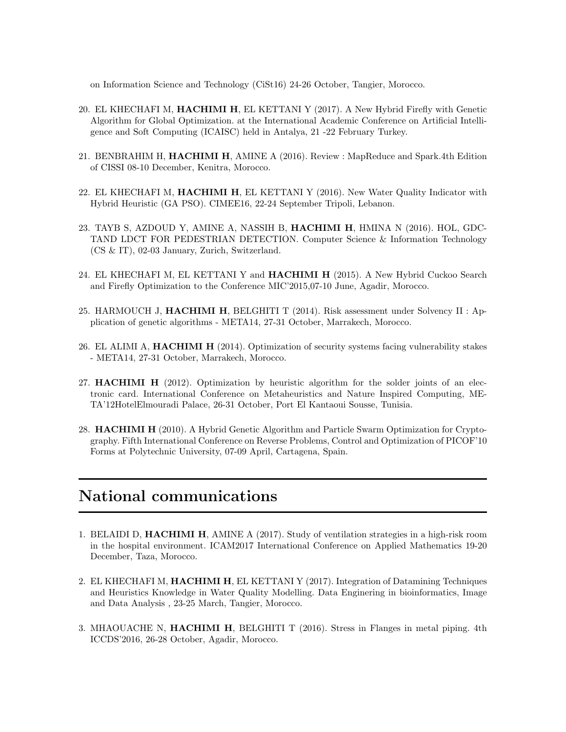on Information Science and Technology (CiSt16) 24-26 October, Tangier, Morocco.

20. EL KHECHAFI M, **HACHIMI H**, EL KETTANI Y (2017). A New Hybrid Firefly with Genetic Algorithm for Global Optimization. at the International Academic Conference on Artificial Intelligence and Soft Computing (ICAISC) held in Antalya, 21 -22 February Turkey.

21. BENBRAHIM H, **HACHIMI H**, AMINE A (2016). Review : MapReduce and Spark.4th Edition of CISSI 08-10 December, Kenitra, Morocco.

22. EL KHECHAFI M, **HACHIMI H**, EL KETTANI Y (2016). New Water Quality Indicator with Hybrid Heuristic (GA PSO). CIMEE16, 22-24 September Tripoli, Lebanon.

23. TAYB S, AZDOUD Y, AMINE A, NASSIH B, **HACHIMI H**, HMINA N (2016). HOL, GDCTAND LDCT FOR PEDESTRIAN DETECTION. Computer Science & Information Technology (CS & IT), 02-03 January, Zurich, Switzerland.

24. EL KHECHAFI M, EL KETTANI Y and **HACHIMI H** (2015). A New Hybrid Cuckoo Search and Firefly Optimization to the Conference MIC'2015,07-10 June, Agadir, Morocco.

25. HARMOUCH J, **HACHIMI H**, BELGHITI T (2014). Risk assessment under Solvency II : Application of genetic algorithms - META14, 27-31 October, Marrakech, Morocco.

26. EL ALIMI A, **HACHIMI H** (2014). Optimization of security systems facing vulnerability stakes - META14, 27-31 October, Marrakech, Morocco.

27. **HACHIMI H** (2012). Optimization by heuristic algorithm for the solder joints of an electronic card. International Conference on Metaheuristics and Nature Inspired Computing, META'12HotelElmouradi Palace, 26-31 October, Port El Kantaoui Sousse, Tunisia.

28. **HACHIMI H** (2010). A Hybrid Genetic Algorithm and Particle Swarm Optimization for Cryptography. Fifth International Conference on Reverse Problems, Control and Optimization of PICOF'10 Forms at Polytechnic University, 07-09 April, Cartagena, Spain.

# National communications

1. BELAIDI D, **HACHIMI H**, AMINE A (2017). Study of ventilation strategies in a high-risk room in the hospital environment. ICAM2017 International Conference on Applied Mathematics 19-20 December, Taza, Morocco.

2. EL KHECHAFI M, **HACHIMI H**, EL KETTANI Y (2017). Integration of Datamining Techniques and Heuristics Knowledge in Water Quality Modelling. Data Enginering in bioinformatics, Image and Data Analysis , 23-25 March, Tangier, Morocco.

3. MHAOUACHE N, **HACHIMI H**, BELGHITI T (2016). Stress in Flanges in metal piping. 4th ICCDS'2016, 26-28 October, Agadir, Morocco.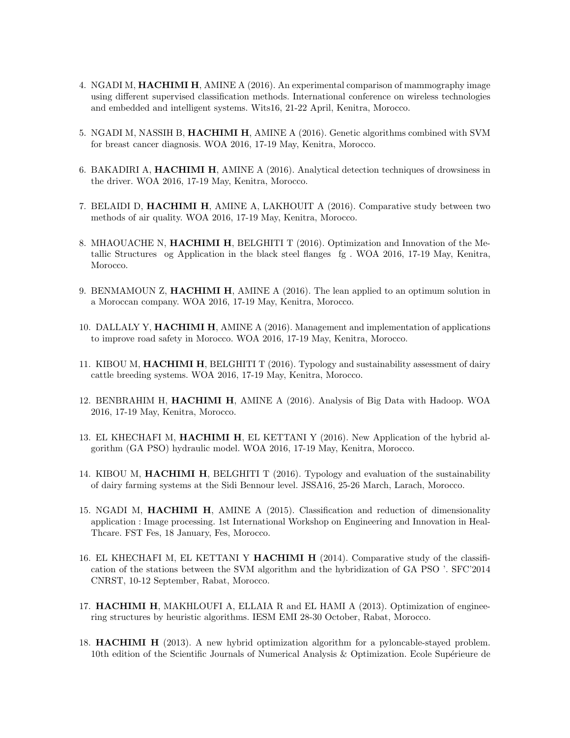4. NGADI M, **HACHIMI H**, AMINE A (2016). An experimental comparison of mammography image using different supervised classification methods. International conference on wireless technologies and embedded and intelligent systems. Wits16, 21-22 April, Kenitra, Morocco.

5. NGADI M, NASSIH B, **HACHIMI H**, AMINE A (2016). Genetic algorithms combined with SVM for breast cancer diagnosis. WOA 2016, 17-19 May, Kenitra, Morocco.

6. BAKADIRI A, **HACHIMI H**, AMINE A (2016). Analytical detection techniques of drowsiness in the driver. WOA 2016, 17-19 May, Kenitra, Morocco.

7. BELAIDI D, **HACHIMI H**, AMINE A, LAKHOUIT A (2016). Comparative study between two methods of air quality. WOA 2016, 17-19 May, Kenitra, Morocco.

8. MHAOUACHE N, **HACHIMI H**, BELGHITI T (2016). Optimization and Innovation of the Metallic Structures og Application in the black steel flanges fg . WOA 2016, 17-19 May, Kenitra, Morocco.

9. BENMAMOUN Z, **HACHIMI H**, AMINE A (2016). The lean applied to an optimum solution in a Moroccan company. WOA 2016, 17-19 May, Kenitra, Morocco.

10. DALLALY Y, **HACHIMI H**, AMINE A (2016). Management and implementation of applications to improve road safety in Morocco. WOA 2016, 17-19 May, Kenitra, Morocco.

11. KIBOU M, **HACHIMI H**, BELGHITI T (2016). Typology and sustainability assessment of dairy cattle breeding systems. WOA 2016, 17-19 May, Kenitra, Morocco.

12. BENBRAHIM H, **HACHIMI H**, AMINE A (2016). Analysis of Big Data with Hadoop. WOA 2016, 17-19 May, Kenitra, Morocco.

13. EL KHECHAFI M, **HACHIMI H**, EL KETTANI Y (2016). New Application of the hybrid algorithm (GA PSO) hydraulic model. WOA 2016, 17-19 May, Kenitra, Morocco.

14. KIBOU M, **HACHIMI H**, BELGHITI T (2016). Typology and evaluation of the sustainability of dairy farming systems at the Sidi Bennour level. JSSA16, 25-26 March, Larach, Morocco.

15. NGADI M, **HACHIMI H**, AMINE A (2015). Classification and reduction of dimensionality application : Image processing. 1st International Workshop on Engineering and Innovation in HealThcare. FST Fes, 18 January, Fes, Morocco.

16. EL KHECHAFI M, EL KETTANI Y **HACHIMI H** (2014). Comparative study of the classification of the stations between the SVM algorithm and the hybridization of GA PSO '. SFC'2014 CNRST, 10-12 September, Rabat, Morocco.

17. **HACHIMI H**, MAKHLOUFI A, ELLAIA R and EL HAMI A (2013). Optimization of engineering structures by heuristic algorithms. IESM EMI 28-30 October, Rabat, Morocco.

18. **HACHIMI H** (2013). A new hybrid optimization algorithm for a pyloncable-stayed problem. 10th edition of the Scientific Journals of Numerical Analysis & Optimization. Ecole Supérieure de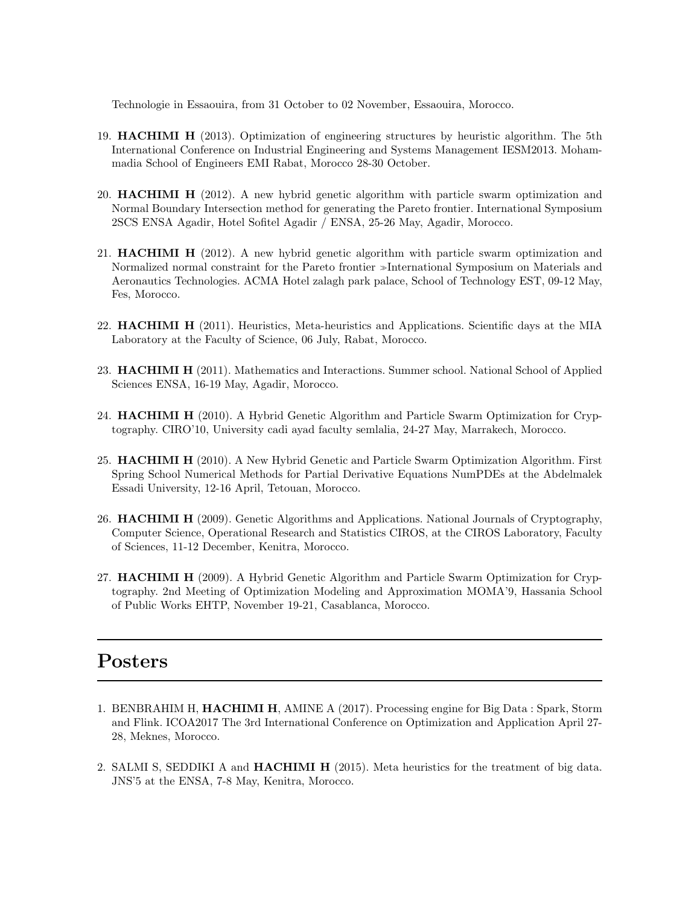Technologie in Essaouira, from 31 October to 02 November, Essaouira, Morocco.

19. **HACHIMI H** (2013). Optimization of engineering structures by heuristic algorithm. The 5th International Conference on Industrial Engineering and Systems Management IESM2013. Mohammadia School of Engineers EMI Rabat, Morocco 28-30 October.

20. **HACHIMI H** (2012). A new hybrid genetic algorithm with particle swarm optimization and Normal Boundary Intersection method for generating the Pareto frontier. International Symposium 2SCS ENSA Agadir, Hotel Sofitel Agadir / ENSA, 25-26 May, Agadir, Morocco.

21. **HACHIMI H** (2012). A new hybrid genetic algorithm with particle swarm optimization and Normalized normal constraint for the Pareto frontier ≫International Symposium on Materials and Aeronautics Technologies. ACMA Hotel zalagh park palace, School of Technology EST, 09-12 May, Fes, Morocco.

22. **HACHIMI H** (2011). Heuristics, Meta-heuristics and Applications. Scientific days at the MIA Laboratory at the Faculty of Science, 06 July, Rabat, Morocco.

23. **HACHIMI H** (2011). Mathematics and Interactions. Summer school. National School of Applied Sciences ENSA, 16-19 May, Agadir, Morocco.

24. **HACHIMI H** (2010). A Hybrid Genetic Algorithm and Particle Swarm Optimization for Cryptography. CIRO'10, University cadi ayad faculty semlalia, 24-27 May, Marrakech, Morocco.

25. **HACHIMI H** (2010). A New Hybrid Genetic and Particle Swarm Optimization Algorithm. First Spring School Numerical Methods for Partial Derivative Equations NumPDEs at the Abdelmalek Essadi University, 12-16 April, Tetouan, Morocco.

26. **HACHIMI H** (2009). Genetic Algorithms and Applications. National Journals of Cryptography, Computer Science, Operational Research and Statistics CIROS, at the CIROS Laboratory, Faculty of Sciences, 11-12 December, Kenitra, Morocco.

27. **HACHIMI H** (2009). A Hybrid Genetic Algorithm and Particle Swarm Optimization for Cryptography. 2nd Meeting of Optimization Modeling and Approximation MOMA'9, Hassania School of Public Works EHTP, November 19-21, Casablanca, Morocco.

# Posters

1. BENBRAHIM H, **HACHIMI H**, AMINE A (2017). Processing engine for Big Data : Spark, Storm and Flink. ICOA2017 The 3rd International Conference on Optimization and Application April 27-28, Meknes, Morocco.

2. SALMI S, SEDDIKI A and **HACHIMI H** (2015). Meta heuristics for the treatment of big data. JNS'5 at the ENSA, 7-8 May, Kenitra, Morocco.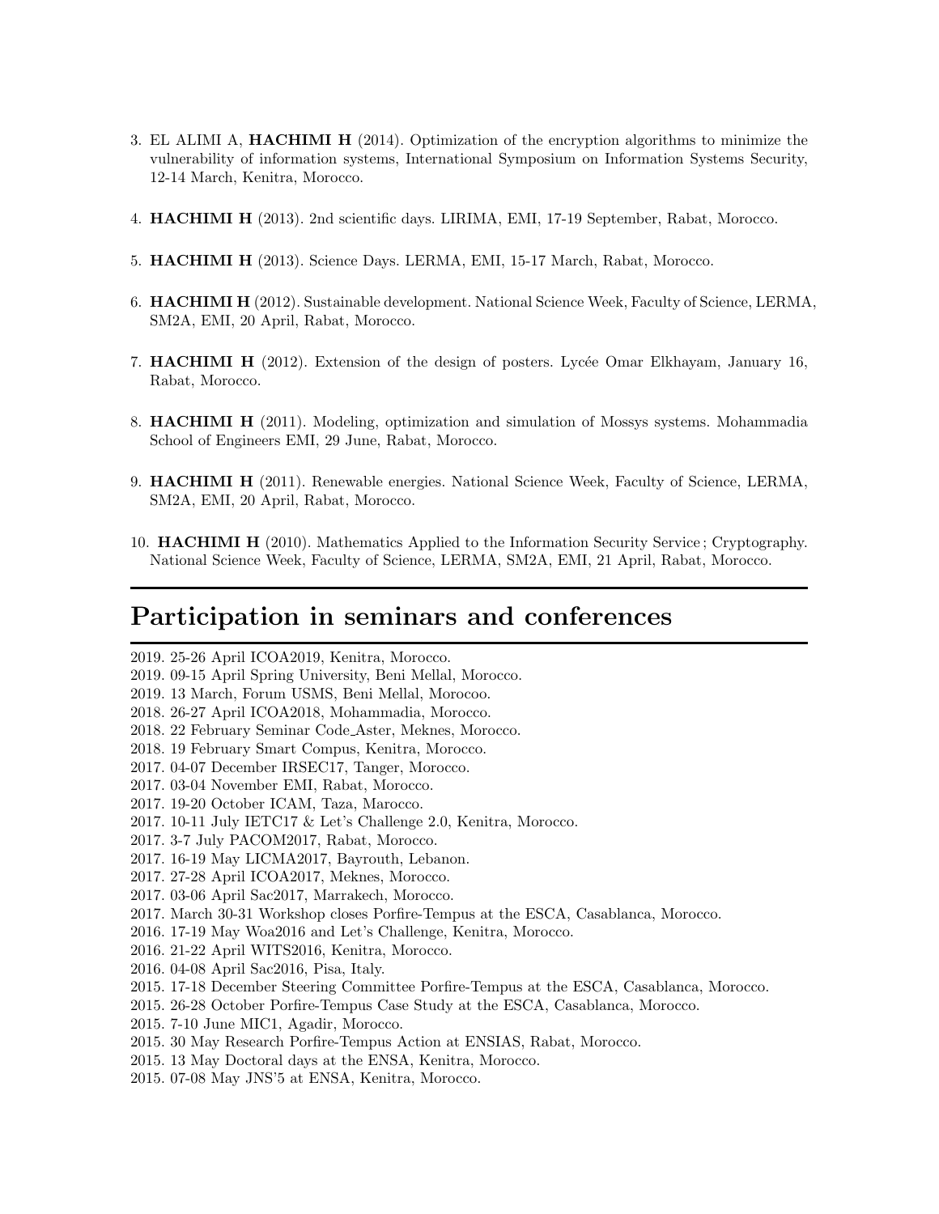3. EL ALIMI A, **HACHIMI H** (2014). Optimization of the encryption algorithms to minimize the vulnerability of information systems, International Symposium on Information Systems Security, 12-14 March, Kenitra, Morocco.

4. **HACHIMI H** (2013). 2nd scientific days. LIRIMA, EMI, 17-19 September, Rabat, Morocco.

5. **HACHIMI H** (2013). Science Days. LERMA, EMI, 15-17 March, Rabat, Morocco.

6. **HACHIMI H** (2012). Sustainable development. National Science Week, Faculty of Science, LERMA, SM2A, EMI, 20 April, Rabat, Morocco.

7. **HACHIMI H** (2012). Extension of the design of posters. Lycée Omar Elkhayam, January 16, Rabat, Morocco.

8. **HACHIMI H** (2011). Modeling, optimization and simulation of Mossys systems. Mohammadia School of Engineers EMI, 29 June, Rabat, Morocco.

9. **HACHIMI H** (2011). Renewable energies. National Science Week, Faculty of Science, LERMA, SM2A, EMI, 20 April, Rabat, Morocco.

10. **HACHIMI H** (2010). Mathematics Applied to the Information Security Service ; Cryptography. National Science Week, Faculty of Science, LERMA, SM2A, EMI, 21 April, Rabat, Morocco.

# Participation in seminars and conferences

2019. 25-26 April ICOA2019, Kenitra, Morocco.
2019. 09-15 April Spring University, Beni Mellal, Morocco.
2019. 13 March, Forum USMS, Beni Mellal, Morocoo.
2018. 26-27 April ICOA2018, Mohammadia, Morocco.
2018. 22 February Seminar Code_Aster, Meknes, Morocco.
2018. 19 February Smart Compus, Kenitra, Morocco.
2017. 04-07 December IRSEC17, Tanger, Morocco.
2017. 03-04 November EMI, Rabat, Morocco.
2017. 19-20 October ICAM, Taza, Marocco.
2017. 10-11 July IETC17 & Let's Challenge 2.0, Kenitra, Morocco.
2017. 3-7 July PACOM2017, Rabat, Morocco.
2017. 16-19 May LICMA2017, Bayrouth, Lebanon.
2017. 27-28 April ICOA2017, Meknes, Morocco.
2017. 03-06 April Sac2017, Marrakech, Morocco.
2017. March 30-31 Workshop closes Porfire-Tempus at the ESCA, Casablanca, Morocco.
2016. 17-19 May Woa2016 and Let's Challenge, Kenitra, Morocco.
2016. 21-22 April WITS2016, Kenitra, Morocco.
2016. 04-08 April Sac2016, Pisa, Italy.
2015. 17-18 December Steering Committee Porfire-Tempus at the ESCA, Casablanca, Morocco.
2015. 26-28 October Porfire-Tempus Case Study at the ESCA, Casablanca, Morocco.
2015. 7-10 June MIC1, Agadir, Morocco.
2015. 30 May Research Porfire-Tempus Action at ENSIAS, Rabat, Morocco.
2015. 13 May Doctoral days at the ENSA, Kenitra, Morocco.
2015. 07-08 May JNS'5 at ENSA, Kenitra, Morocco.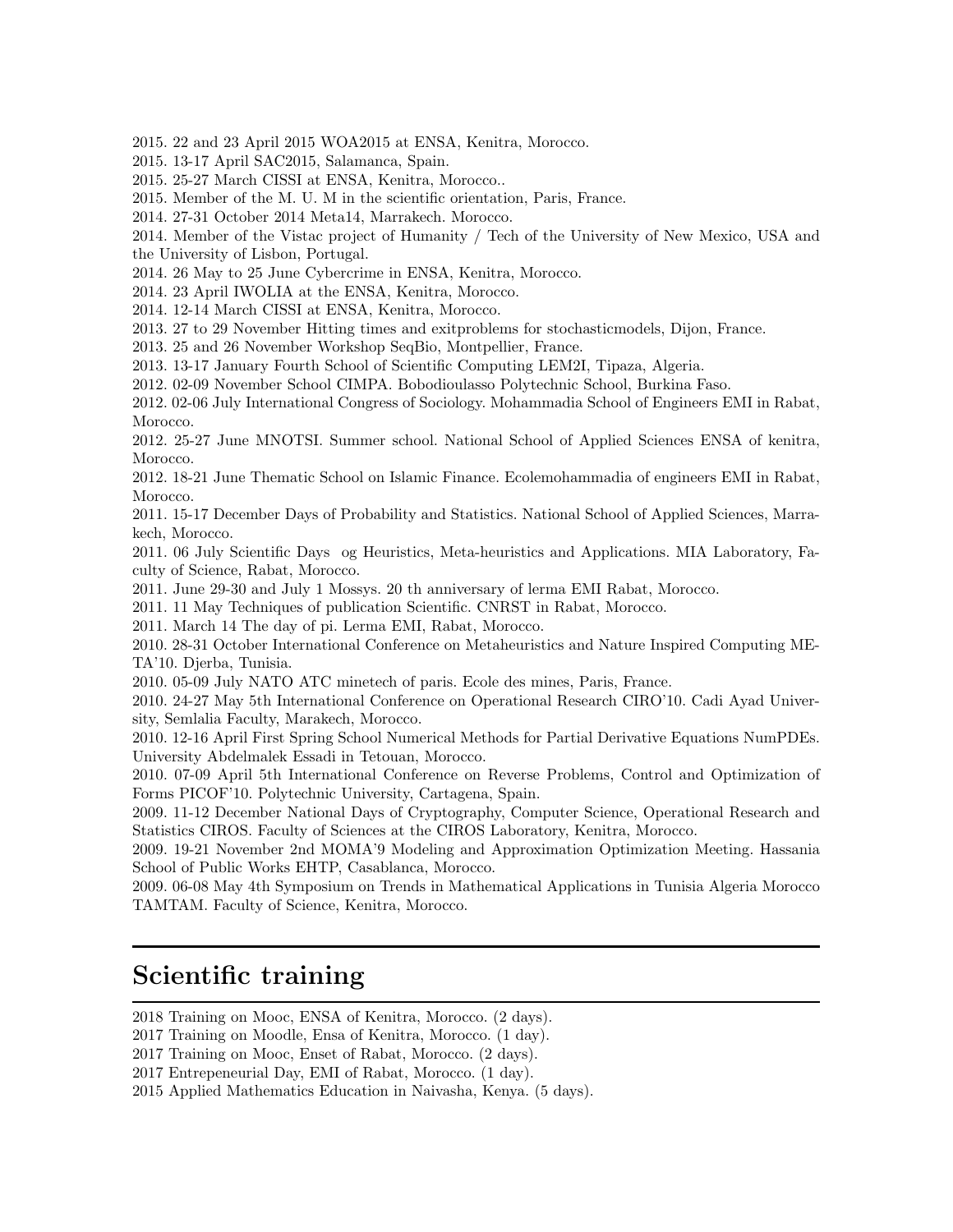2015. 22 and 23 April 2015 WOA2015 at ENSA, Kenitra, Morocco.
2015. 13-17 April SAC2015, Salamanca, Spain.
2015. 25-27 March CISSI at ENSA, Kenitra, Morocco..
2015. Member of the M. U. M in the scientific orientation, Paris, France.
2014. 27-31 October 2014 Meta14, Marrakech. Morocco.
2014. Member of the Vistac project of Humanity / Tech of the University of New Mexico, USA and the University of Lisbon, Portugal.
2014. 26 May to 25 June Cybercrime in ENSA, Kenitra, Morocco.
2014. 23 April IWOLIA at the ENSA, Kenitra, Morocco.
2014. 12-14 March CISSI at ENSA, Kenitra, Morocco.
2013. 27 to 29 November Hitting times and exitproblems for stochasticmodels, Dijon, France.
2013. 25 and 26 November Workshop SeqBio, Montpellier, France.
2013. 13-17 January Fourth School of Scientific Computing LEM2I, Tipaza, Algeria.
2012. 02-09 November School CIMPA. Bobodioulasso Polytechnic School, Burkina Faso.
2012. 02-06 July International Congress of Sociology. Mohammadia School of Engineers EMI in Rabat, Morocco.
2012. 25-27 June MNOTSI. Summer school. National School of Applied Sciences ENSA of kenitra, Morocco.
2012. 18-21 June Thematic School on Islamic Finance. Ecolemohammadia of engineers EMI in Rabat, Morocco.
2011. 15-17 December Days of Probability and Statistics. National School of Applied Sciences, Marrakech, Morocco.
2011. 06 July Scientific Days og Heuristics, Meta-heuristics and Applications. MIA Laboratory, Faculty of Science, Rabat, Morocco.
2011. June 29-30 and July 1 Mossys. 20 th anniversary of lerma EMI Rabat, Morocco.
2011. 11 May Techniques of publication Scientific. CNRST in Rabat, Morocco.
2011. March 14 The day of pi. Lerma EMI, Rabat, Morocco.
2010. 28-31 October International Conference on Metaheuristics and Nature Inspired Computing META'10. Djerba, Tunisia.
2010. 05-09 July NATO ATC minetech of paris. Ecole des mines, Paris, France.
2010. 24-27 May 5th International Conference on Operational Research CIRO'10. Cadi Ayad University, Semlalia Faculty, Marakech, Morocco.
2010. 12-16 April First Spring School Numerical Methods for Partial Derivative Equations NumPDEs. University Abdelmalek Essadi in Tetouan, Morocco.
2010. 07-09 April 5th International Conference on Reverse Problems, Control and Optimization of Forms PICOF'10. Polytechnic University, Cartagena, Spain.
2009. 11-12 December National Days of Cryptography, Computer Science, Operational Research and Statistics CIROS. Faculty of Sciences at the CIROS Laboratory, Kenitra, Morocco.
2009. 19-21 November 2nd MOMA'9 Modeling and Approximation Optimization Meeting. Hassania School of Public Works EHTP, Casablanca, Morocco.
2009. 06-08 May 4th Symposium on Trends in Mathematical Applications in Tunisia Algeria Morocco TAMTAM. Faculty of Science, Kenitra, Morocco.

## Scientific training

2018 Training on Mooc, ENSA of Kenitra, Morocco. (2 days).
2017 Training on Moodle, Ensa of Kenitra, Morocco. (1 day).
2017 Training on Mooc, Enset of Rabat, Morocco. (2 days).
2017 Entrepeneurial Day, EMI of Rabat, Morocco. (1 day).
2015 Applied Mathematics Education in Naivasha, Kenya. (5 days).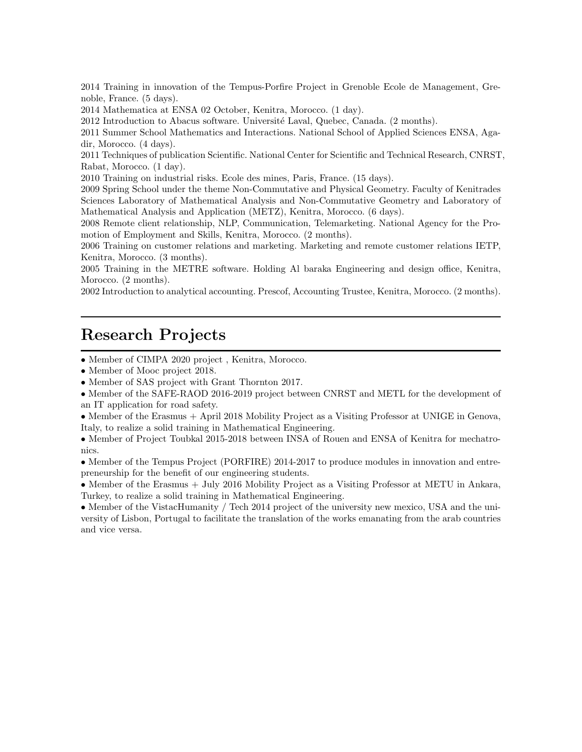2014 Training in innovation of the Tempus-Porfire Project in Grenoble Ecole de Management, Grenoble, France. (5 days).
2014 Mathematica at ENSA 02 October, Kenitra, Morocco. (1 day).
2012 Introduction to Abacus software. Université Laval, Quebec, Canada. (2 months).
2011 Summer School Mathematics and Interactions. National School of Applied Sciences ENSA, Agadir, Morocco. (4 days).
2011 Techniques of publication Scientific. National Center for Scientific and Technical Research, CNRST, Rabat, Morocco. (1 day).
2010 Training on industrial risks. Ecole des mines, Paris, France. (15 days).
2009 Spring School under the theme Non-Commutative and Physical Geometry. Faculty of Kenitrades Sciences Laboratory of Mathematical Analysis and Non-Commutative Geometry and Laboratory of Mathematical Analysis and Application (METZ), Kenitra, Morocco. (6 days).
2008 Remote client relationship, NLP, Communication, Telemarketing. National Agency for the Promotion of Employment and Skills, Kenitra, Morocco. (2 months).
2006 Training on customer relations and marketing. Marketing and remote customer relations IETP, Kenitra, Morocco. (3 months).
2005 Training in the METRE software. Holding Al baraka Engineering and design office, Kenitra, Morocco. (2 months).
2002 Introduction to analytical accounting. Prescof, Accounting Trustee, Kenitra, Morocco. (2 months).

# Research Projects

- Member of CIMPA 2020 project , Kenitra, Morocco.
- Member of Mooc project 2018.
- Member of SAS project with Grant Thornton 2017.
- Member of the SAFE-RAOD 2016-2019 project between CNRST and METL for the development of an IT application for road safety.
- Member of the Erasmus + April 2018 Mobility Project as a Visiting Professor at UNIGE in Genova, Italy, to realize a solid training in Mathematical Engineering.
- Member of Project Toubkal 2015-2018 between INSA of Rouen and ENSA of Kenitra for mechatronics.
- Member of the Tempus Project (PORFIRE) 2014-2017 to produce modules in innovation and entrepreneurship for the benefit of our engineering students.
- Member of the Erasmus + July 2016 Mobility Project as a Visiting Professor at METU in Ankara, Turkey, to realize a solid training in Mathematical Engineering.
- Member of the VistacHumanity / Tech 2014 project of the university new mexico, USA and the university of Lisbon, Portugal to facilitate the translation of the works emanating from the arab countries and vice versa.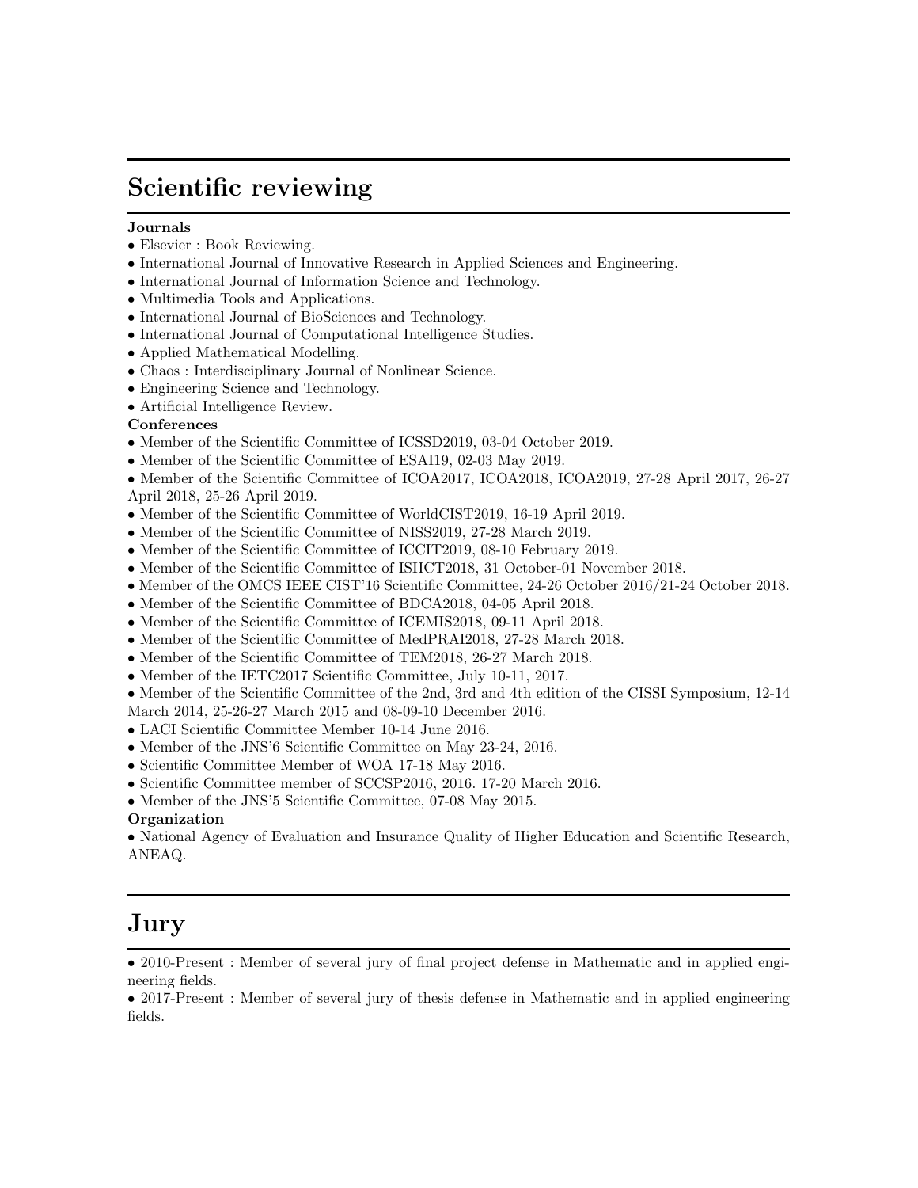## Scientific reviewing

**Journals**

- Elsevier : Book Reviewing.
- International Journal of Innovative Research in Applied Sciences and Engineering.
- International Journal of Information Science and Technology.
- Multimedia Tools and Applications.
- International Journal of BioSciences and Technology.
- International Journal of Computational Intelligence Studies.
- Applied Mathematical Modelling.
- Chaos : Interdisciplinary Journal of Nonlinear Science.
- Engineering Science and Technology.
- Artificial Intelligence Review.

**Conferences**

- Member of the Scientific Committee of ICSSD2019, 03-04 October 2019.
- Member of the Scientific Committee of ESAI19, 02-03 May 2019.
- Member of the Scientific Committee of ICOA2017, ICOA2018, ICOA2019, 27-28 April 2017, 26-27 April 2018, 25-26 April 2019.
- Member of the Scientific Committee of WorldCIST2019, 16-19 April 2019.
- Member of the Scientific Committee of NISS2019, 27-28 March 2019.
- Member of the Scientific Committee of ICCIT2019, 08-10 February 2019.
- Member of the Scientific Committee of ISIICT2018, 31 October-01 November 2018.
- Member of the OMCS IEEE CIST'16 Scientific Committee, 24-26 October 2016/21-24 October 2018.
- Member of the Scientific Committee of BDCA2018, 04-05 April 2018.
- Member of the Scientific Committee of ICEMIS2018, 09-11 April 2018.
- Member of the Scientific Committee of MedPRAI2018, 27-28 March 2018.
- Member of the Scientific Committee of TEM2018, 26-27 March 2018.
- Member of the IETC2017 Scientific Committee, July 10-11, 2017.
- Member of the Scientific Committee of the 2nd, 3rd and 4th edition of the CISSI Symposium, 12-14 March 2014, 25-26-27 March 2015 and 08-09-10 December 2016.
- LACI Scientific Committee Member 10-14 June 2016.
- Member of the JNS'6 Scientific Committee on May 23-24, 2016.
- Scientific Committee Member of WOA 17-18 May 2016.
- Scientific Committee member of SCCSP2016, 2016. 17-20 March 2016.
- Member of the JNS'5 Scientific Committee, 07-08 May 2015.

**Organization**

- National Agency of Evaluation and Insurance Quality of Higher Education and Scientific Research, ANEAQ.

## Jury

- 2010-Present : Member of several jury of final project defense in Mathematic and in applied engineering fields.
- 2017-Present : Member of several jury of thesis defense in Mathematic and in applied engineering fields.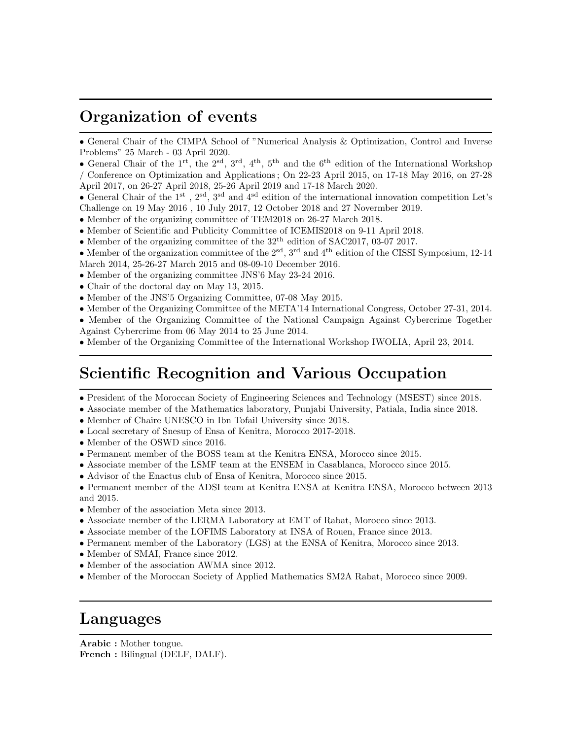# Organization of events

- General Chair of the CIMPA School of "Numerical Analysis & Optimization, Control and Inverse Problems" 25 March - 03 April 2020.
- General Chair of the 1[rt], the 2[sd], 3[rd], 4[th], 5[th] and the 6[th] edition of the International Workshop / Conference on Optimization and Applications ; On 22-23 April 2015, on 17-18 May 2016, on 27-28 April 2017, on 26-27 April 2018, 25-26 April 2019 and 17-18 March 2020.
- General Chair of the 1[st] , 2[sd], 3[sd] and 4[sd] edition of the international innovation competition Let's Challenge on 19 May 2016 , 10 July 2017, 12 October 2018 and 27 Novermber 2019.
- Member of the organizing committee of TEM2018 on 26-27 March 2018.
- Member of Scientific and Publicity Committee of ICEMIS2018 on 9-11 April 2018.
- Member of the organizing committee of the 32[th] edition of SAC2017, 03-07 2017.
- Member of the organization committee of the 2[sd], 3[rd] and 4[th] edition of the CISSI Symposium, 12-14 March 2014, 25-26-27 March 2015 and 08-09-10 December 2016.
- Member of the organizing committee JNS'6 May 23-24 2016.
- Chair of the doctoral day on May 13, 2015.
- Member of the JNS'5 Organizing Committee, 07-08 May 2015.
- Member of the Organizing Committee of the META'14 International Congress, October 27-31, 2014.
- Member of the Organizing Committee of the National Campaign Against Cybercrime Together Against Cybercrime from 06 May 2014 to 25 June 2014.
- Member of the Organizing Committee of the International Workshop IWOLIA, April 23, 2014.

# Scientific Recognition and Various Occupation

- President of the Moroccan Society of Engineering Sciences and Technology (MSEST) since 2018.
- Associate member of the Mathematics laboratory, Punjabi University, Patiala, India since 2018.
- Member of Chaire UNESCO in Ibn Tofail University since 2018.
- Local secretary of Snesup of Ensa of Kenitra, Morocco 2017-2018.
- Member of the OSWD since 2016.
- Permanent member of the BOSS team at the Kenitra ENSA, Morocco since 2015.
- Associate member of the LSMF team at the ENSEM in Casablanca, Morocco since 2015.
- Advisor of the Enactus club of Ensa of Kenitra, Morocco since 2015.
- Permanent member of the ADSI team at Kenitra ENSA at Kenitra ENSA, Morocco between 2013 and 2015.
- Member of the association Meta since 2013.
- Associate member of the LERMA Laboratory at EMT of Rabat, Morocco since 2013.
- Associate member of the LOFIMS Laboratory at INSA of Rouen, France since 2013.
- Permanent member of the Laboratory (LGS) at the ENSA of Kenitra, Morocco since 2013.
- Member of SMAI, France since 2012.
- Member of the association AWMA since 2012.
- Member of the Moroccan Society of Applied Mathematics SM2A Rabat, Morocco since 2009.

# Languages

**Arabic :** Mother tongue.
**French :** Bilingual (DELF, DALF).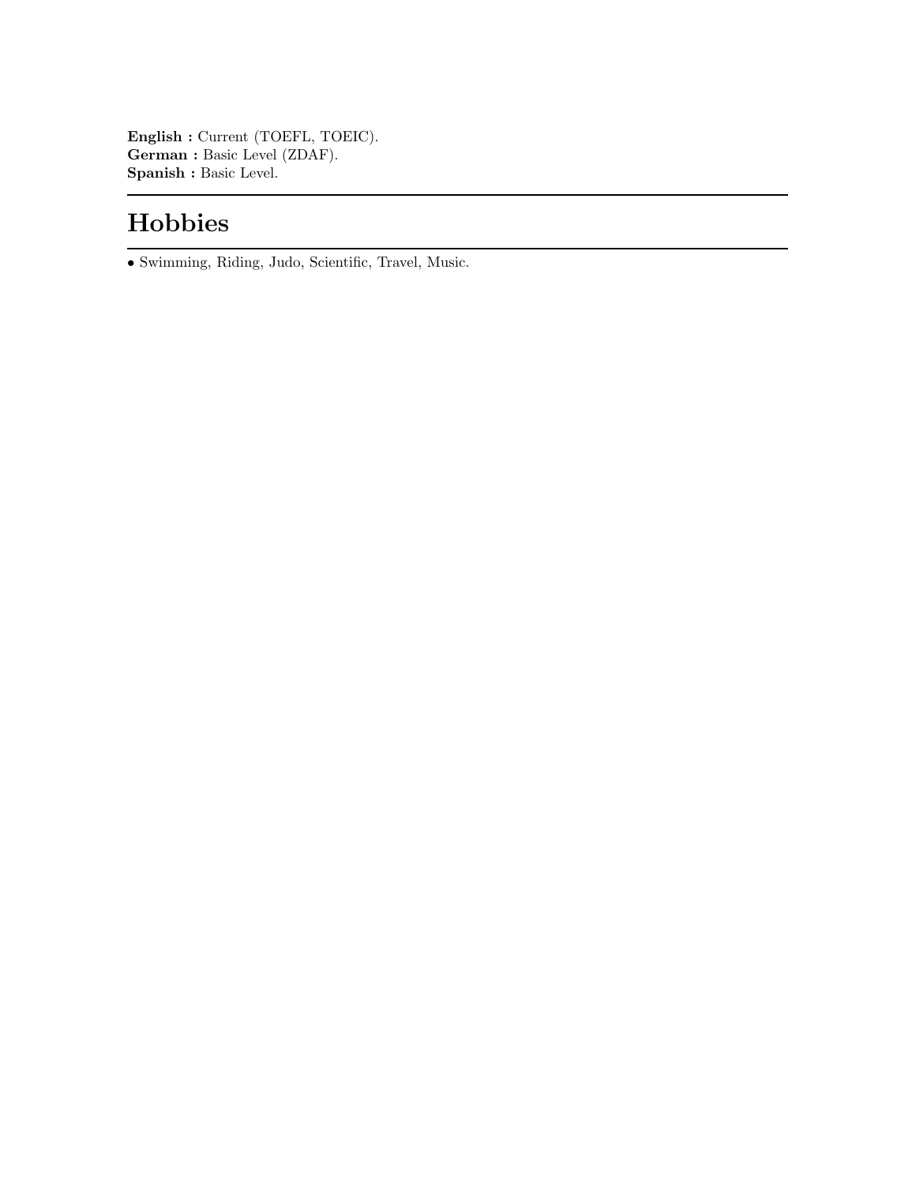**English :** Current (TOEFL, TOEIC).
**German :** Basic Level (ZDAF).
**Spanish :** Basic Level.

---

# Hobbies

---

- Swimming, Riding, Judo, Scientific, Travel, Music.